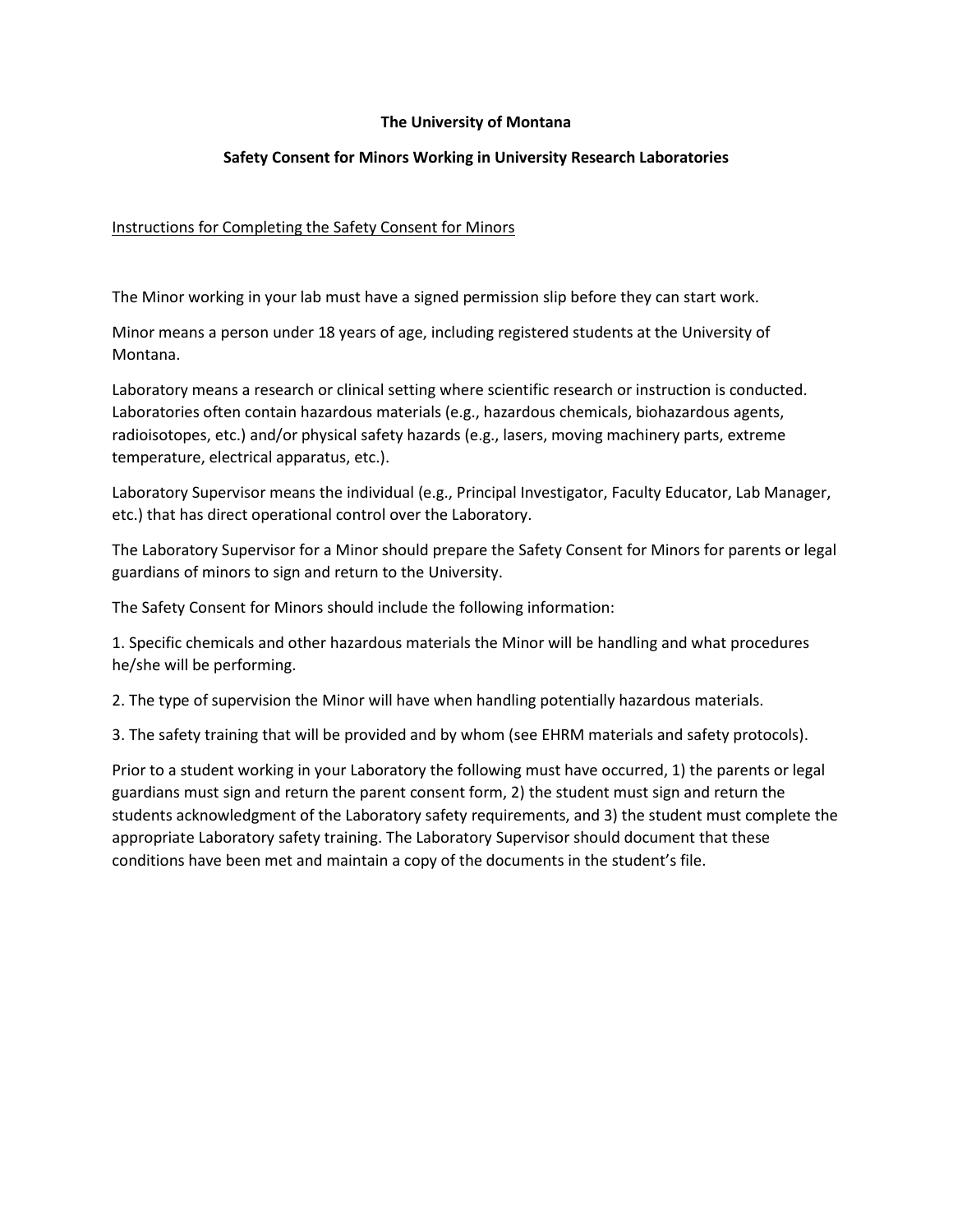**The University of Montana**

**Safety Consent for Minors Working in University Research Laboratories**

<u>Instructions for Completing the Safety Consent for Minors</u>

The Minor working in your lab must have a signed permission slip before they can start work.

Minor means a person under 18 years of age, including registered students at the University of Montana.

Laboratory means a research or clinical setting where scientific research or instruction is conducted. Laboratories often contain hazardous materials (e.g., hazardous chemicals, biohazardous agents, radioisotopes, etc.) and/or physical safety hazards (e.g., lasers, moving machinery parts, extreme temperature, electrical apparatus, etc.).

Laboratory Supervisor means the individual (e.g., Principal Investigator, Faculty Educator, Lab Manager, etc.) that has direct operational control over the Laboratory.

The Laboratory Supervisor for a Minor should prepare the Safety Consent for Minors for parents or legal guardians of minors to sign and return to the University.

The Safety Consent for Minors should include the following information:

1. Specific chemicals and other hazardous materials the Minor will be handling and what procedures he/she will be performing.

2. The type of supervision the Minor will have when handling potentially hazardous materials.

3. The safety training that will be provided and by whom (see EHRM materials and safety protocols).

Prior to a student working in your Laboratory the following must have occurred, 1) the parents or legal guardians must sign and return the parent consent form, 2) the student must sign and return the students acknowledgment of the Laboratory safety requirements, and 3) the student must complete the appropriate Laboratory safety training. The Laboratory Supervisor should document that these conditions have been met and maintain a copy of the documents in the student's file.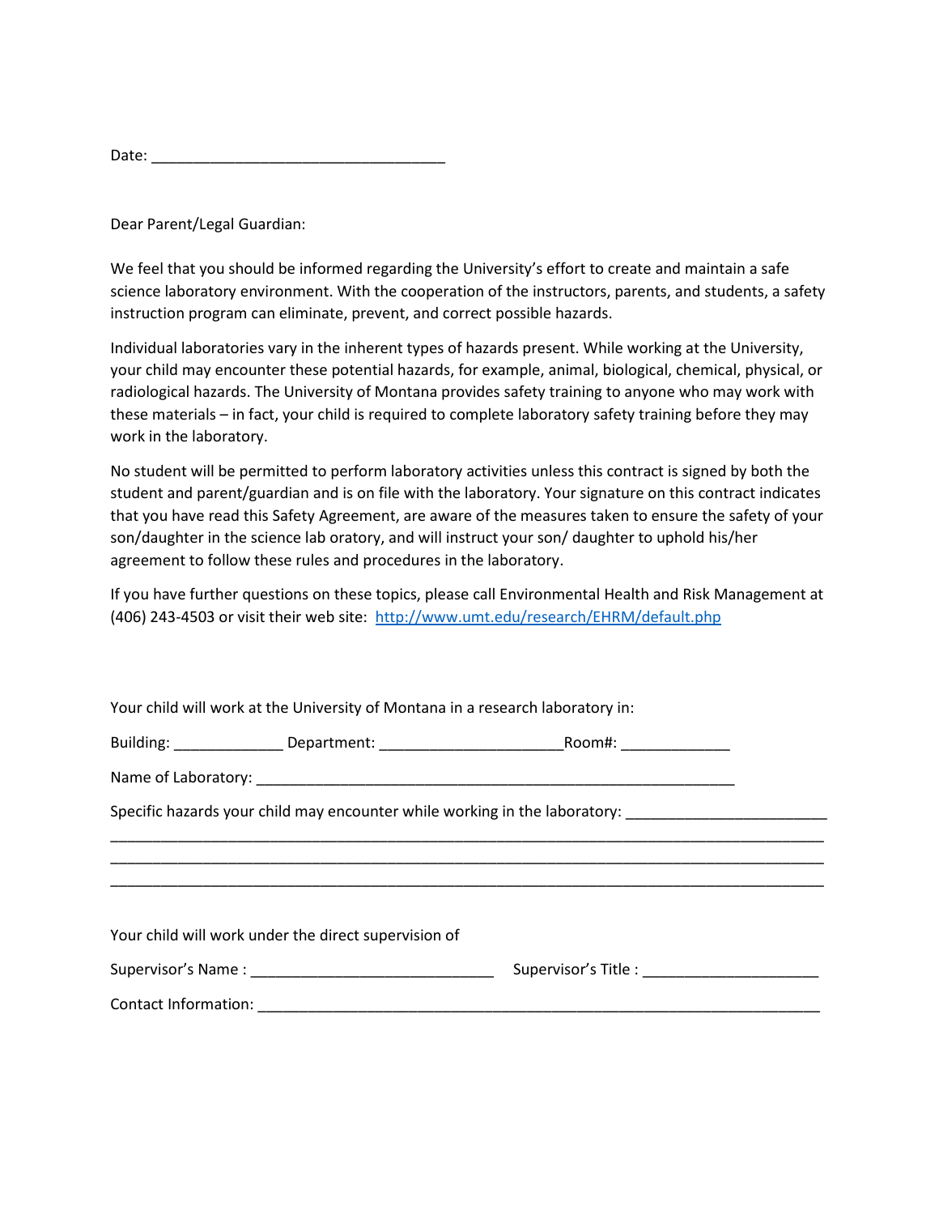Date: ___________________________________

Dear Parent/Legal Guardian:

We feel that you should be informed regarding the University's effort to create and maintain a safe science laboratory environment. With the cooperation of the instructors, parents, and students, a safety instruction program can eliminate, prevent, and correct possible hazards.

Individual laboratories vary in the inherent types of hazards present. While working at the University, your child may encounter these potential hazards, for example, animal, biological, chemical, physical, or radiological hazards. The University of Montana provides safety training to anyone who may work with these materials – in fact, your child is required to complete laboratory safety training before they may work in the laboratory.

No student will be permitted to perform laboratory activities unless this contract is signed by both the student and parent/guardian and is on file with the laboratory. Your signature on this contract indicates that you have read this Safety Agreement, are aware of the measures taken to ensure the safety of your son/daughter in the science lab oratory, and will instruct your son/ daughter to uphold his/her agreement to follow these rules and procedures in the laboratory.

If you have further questions on these topics, please call Environmental Health and Risk Management at (406) 243-4503 or visit their web site: http://www.umt.edu/research/EHRM/default.php

Your child will work at the University of Montana in a research laboratory in:

Building: _____________ Department: _____________________Room#: _____________

Name of Laboratory: ___________________________________________________________

Specific hazards your child may encounter while working in the laboratory: _______________________
_____________________________________________________________________________________
_____________________________________________________________________________________
_____________________________________________________________________________________

Your child will work under the direct supervision of

Supervisor's Name : _____________________________ Supervisor's Title : _____________________

Contact Information: __________________________________________________________________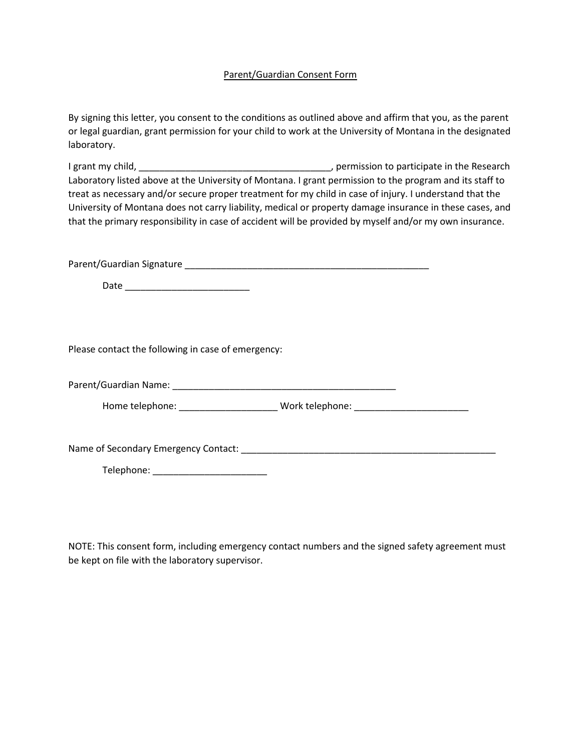## Parent/Guardian Consent Form

By signing this letter, you consent to the conditions as outlined above and affirm that you, as the parent or legal guardian, grant permission for your child to work at the University of Montana in the designated laboratory.

I grant my child, _____________________________________, permission to participate in the Research Laboratory listed above at the University of Montana. I grant permission to the program and its staff to treat as necessary and/or secure proper treatment for my child in case of injury. I understand that the University of Montana does not carry liability, medical or property damage insurance in these cases, and that the primary responsibility in case of accident will be provided by myself and/or my own insurance.

Parent/Guardian Signature _______________________________________________

Date ________________________

Please contact the following in case of emergency:

Parent/Guardian Name: ___________________________________________

Home telephone: ___________________ Work telephone: ______________________

Name of Secondary Emergency Contact: __________________________________________________

Telephone: ______________________

NOTE: This consent form, including emergency contact numbers and the signed safety agreement must be kept on file with the laboratory supervisor.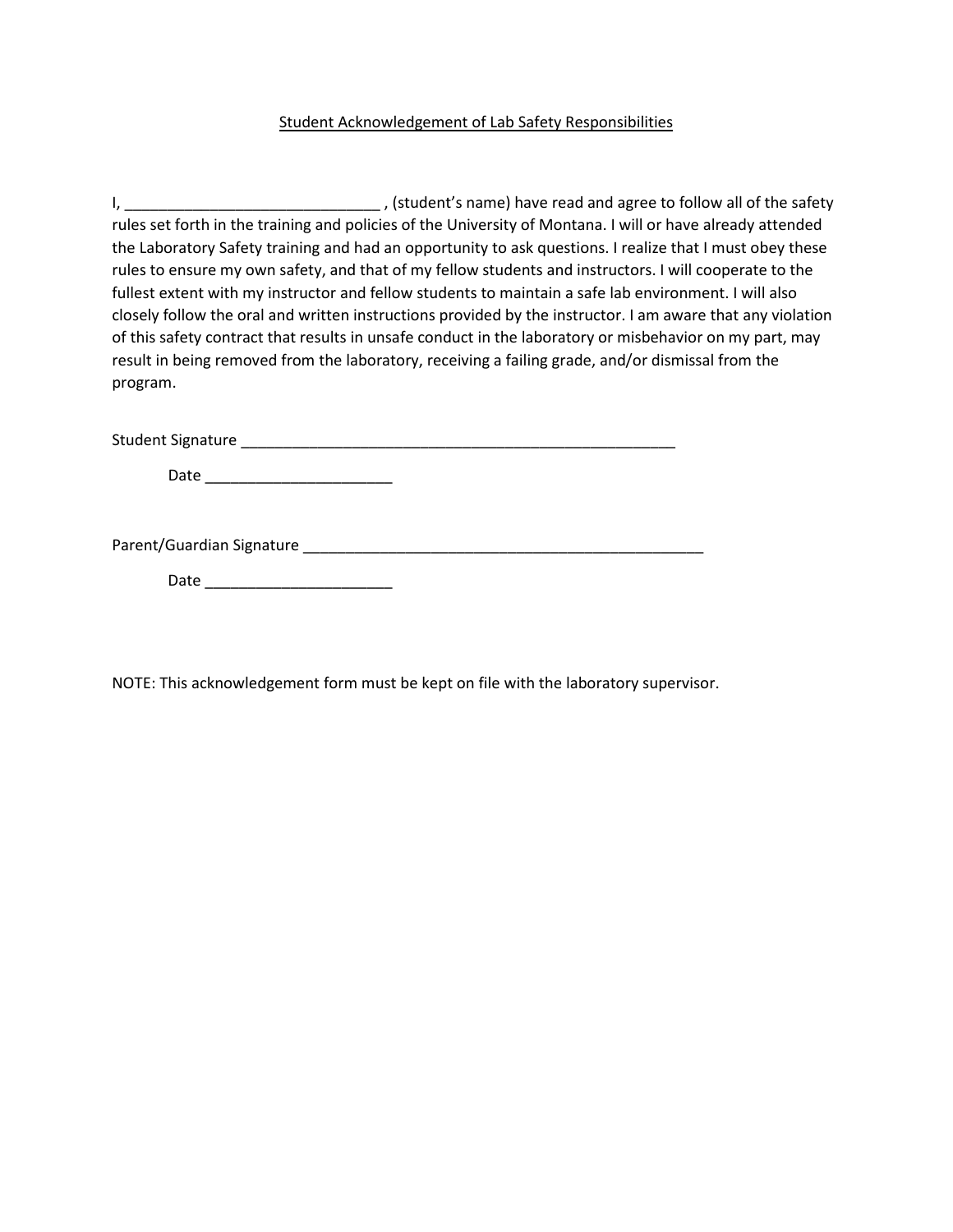Student Acknowledgement of Lab Safety Responsibilities

I, ______________________________ , (student's name) have read and agree to follow all of the safety rules set forth in the training and policies of the University of Montana. I will or have already attended the Laboratory Safety training and had an opportunity to ask questions. I realize that I must obey these rules to ensure my own safety, and that of my fellow students and instructors. I will cooperate to the fullest extent with my instructor and fellow students to maintain a safe lab environment. I will also closely follow the oral and written instructions provided by the instructor. I am aware that any violation of this safety contract that results in unsafe conduct in the laboratory or misbehavior on my part, may result in being removed from the laboratory, receiving a failing grade, and/or dismissal from the program.

Student Signature ____________________________________________________

Date ______________________

Parent/Guardian Signature ________________________________________________

Date ______________________

NOTE: This acknowledgement form must be kept on file with the laboratory supervisor.